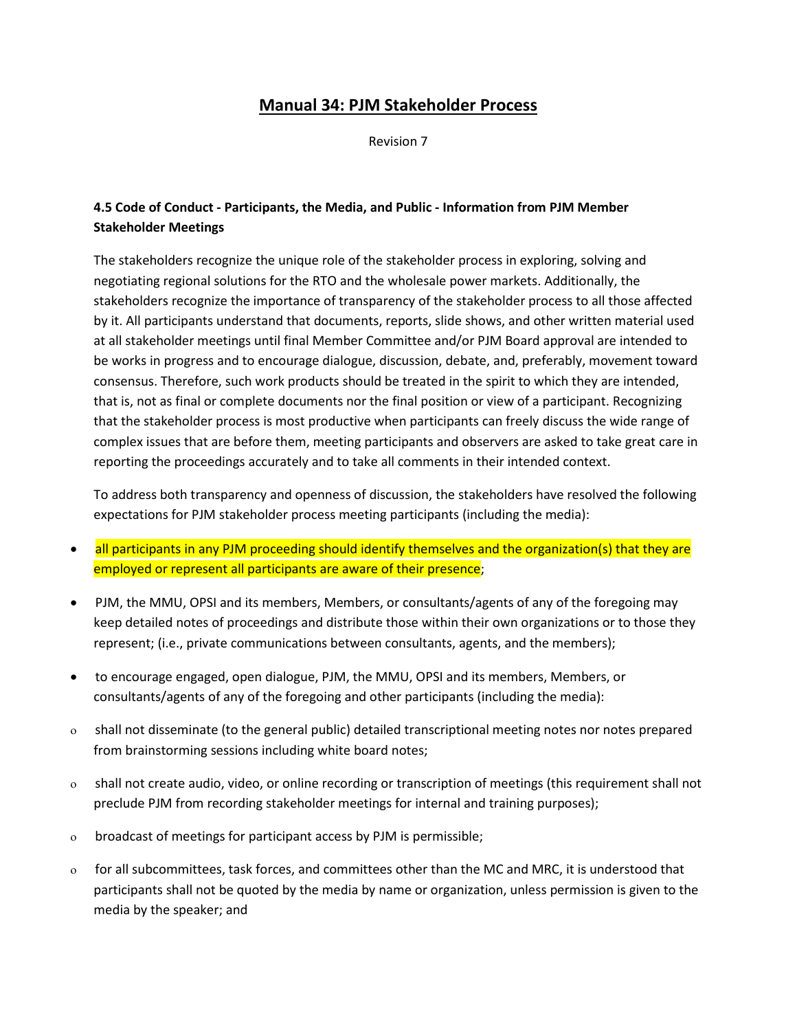## Manual 34: PJM Stakeholder Process

Revision 7

**4.5 Code of Conduct - Participants, the Media, and Public - Information from PJM Member Stakeholder Meetings**

The stakeholders recognize the unique role of the stakeholder process in exploring, solving and negotiating regional solutions for the RTO and the wholesale power markets. Additionally, the stakeholders recognize the importance of transparency of the stakeholder process to all those affected by it. All participants understand that documents, reports, slide shows, and other written material used at all stakeholder meetings until final Member Committee and/or PJM Board approval are intended to be works in progress and to encourage dialogue, discussion, debate, and, preferably, movement toward consensus. Therefore, such work products should be treated in the spirit to which they are intended, that is, not as final or complete documents nor the final position or view of a participant. Recognizing that the stakeholder process is most productive when participants can freely discuss the wide range of complex issues that are before them, meeting participants and observers are asked to take great care in reporting the proceedings accurately and to take all comments in their intended context.

To address both transparency and openness of discussion, the stakeholders have resolved the following expectations for PJM stakeholder process meeting participants (including the media):

- all participants in any PJM proceeding should identify themselves and the organization(s) that they are employed or represent all participants are aware of their presence;
- PJM, the MMU, OPSI and its members, Members, or consultants/agents of any of the foregoing may keep detailed notes of proceedings and distribute those within their own organizations or to those they represent; (i.e., private communications between consultants, agents, and the members);
- to encourage engaged, open dialogue, PJM, the MMU, OPSI and its members, Members, or consultants/agents of any of the foregoing and other participants (including the media):
  - shall not disseminate (to the general public) detailed transcriptional meeting notes nor notes prepared from brainstorming sessions including white board notes;
  - shall not create audio, video, or online recording or transcription of meetings (this requirement shall not preclude PJM from recording stakeholder meetings for internal and training purposes);
  - broadcast of meetings for participant access by PJM is permissible;
  - for all subcommittees, task forces, and committees other than the MC and MRC, it is understood that participants shall not be quoted by the media by name or organization, unless permission is given to the media by the speaker; and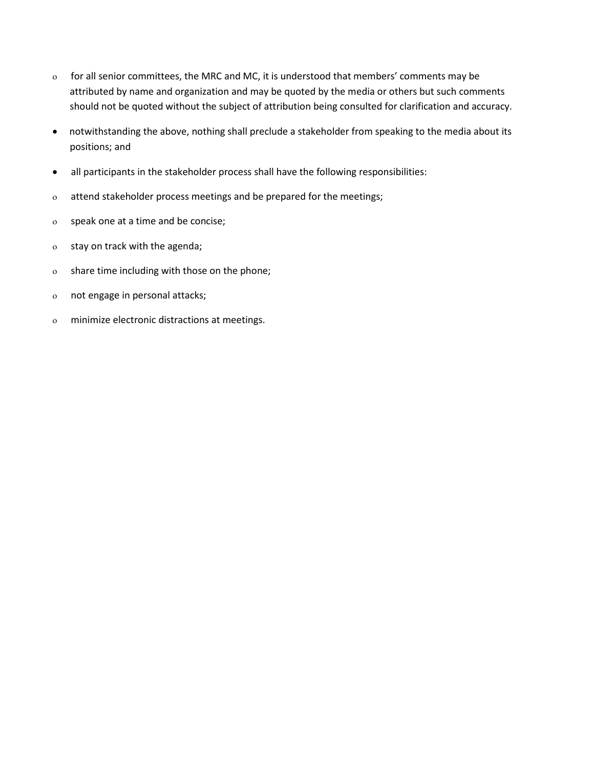- for all senior committees, the MRC and MC, it is understood that members' comments may be attributed by name and organization and may be quoted by the media or others but such comments should not be quoted without the subject of attribution being consulted for clarification and accuracy.

- notwithstanding the above, nothing shall preclude a stakeholder from speaking to the media about its positions; and

- all participants in the stakeholder process shall have the following responsibilities:

  - attend stakeholder process meetings and be prepared for the meetings;
  - speak one at a time and be concise;
  - stay on track with the agenda;
  - share time including with those on the phone;
  - not engage in personal attacks;
  - minimize electronic distractions at meetings.